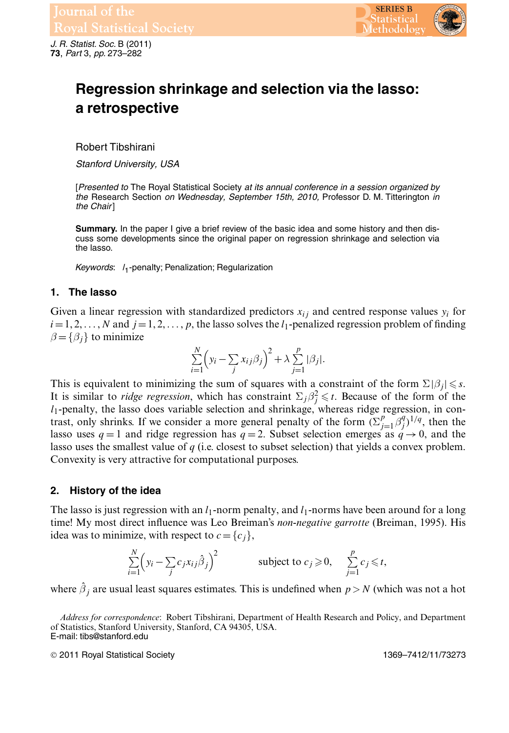# Regression shrinkage and selection via the lasso: a retrospective

Robert Tibshirani

*Stanford University, USA*

[*Presented to* The Royal Statistical Society *at its annual conference in a session organized by the* Research Section *on Wednesday, September 15th, 2010,* Professor D. M. Titterington *in the Chair*]

**Summary.** In the paper I give a brief review of the basic idea and some history and then discuss some developments since the original paper on regression shrinkage and selection via the lasso.

*Keywords*: $l_1$-penalty; Penalization; Regularization

## 1. The lasso

Given a linear regression with standardized predictors $x_{ij}$ and centred response values $y_i$ for $i = 1, 2, \ldots, N$ and $j = 1, 2, \ldots, p$, the lasso solves the $l_1$-penalized regression problem of finding $\beta = \{\beta_j\}$ to minimize

$$\sum_{i=1}^{N} \left( y_i - \sum_j x_{ij}\beta_j \right)^2 + \lambda \sum_{j=1}^{p} |\beta_j|.$$

This is equivalent to minimizing the sum of squares with a constraint of the form $\Sigma|\beta_j| \leqslant s$. It is similar to *ridge regression*, which has constraint $\Sigma_j \beta_j^2 \leqslant t$. Because of the form of the $l_1$-penalty, the lasso does variable selection and shrinkage, whereas ridge regression, in contrast, only shrinks. If we consider a more general penalty of the form $(\Sigma_{j=1}^{p} \beta_j^q)^{1/q}$, then the lasso uses $q = 1$ and ridge regression has $q = 2$. Subset selection emerges as $q \to 0$, and the lasso uses the smallest value of $q$ (i.e. closest to subset selection) that yields a convex problem. Convexity is very attractive for computational purposes.

## 2. History of the idea

The lasso is just regression with an $l_1$-norm penalty, and $l_1$-norms have been around for a long time! My most direct influence was Leo Breiman's *non-negative garrotte* (Breiman, 1995). His idea was to minimize, with respect to $c = \{c_j\}$,

$$\sum_{i=1}^{N} \left( y_i - \sum_j c_j x_{ij} \hat{\beta}_j \right)^2 \qquad \text{subject to } c_j \geqslant 0, \quad \sum_{j=1}^{p} c_j \leqslant t,$$

where $\hat{\beta}_j$ are usual least squares estimates. This is undefined when $p > N$ (which was not a hot

*Address for correspondence*: Robert Tibshirani, Department of Health Research and Policy, and Department of Statistics, Stanford University, Stanford, CA 94305, USA.
E-mail: tibs@stanford.edu

© 2011 Royal Statistical Society 1369–7412/11/73273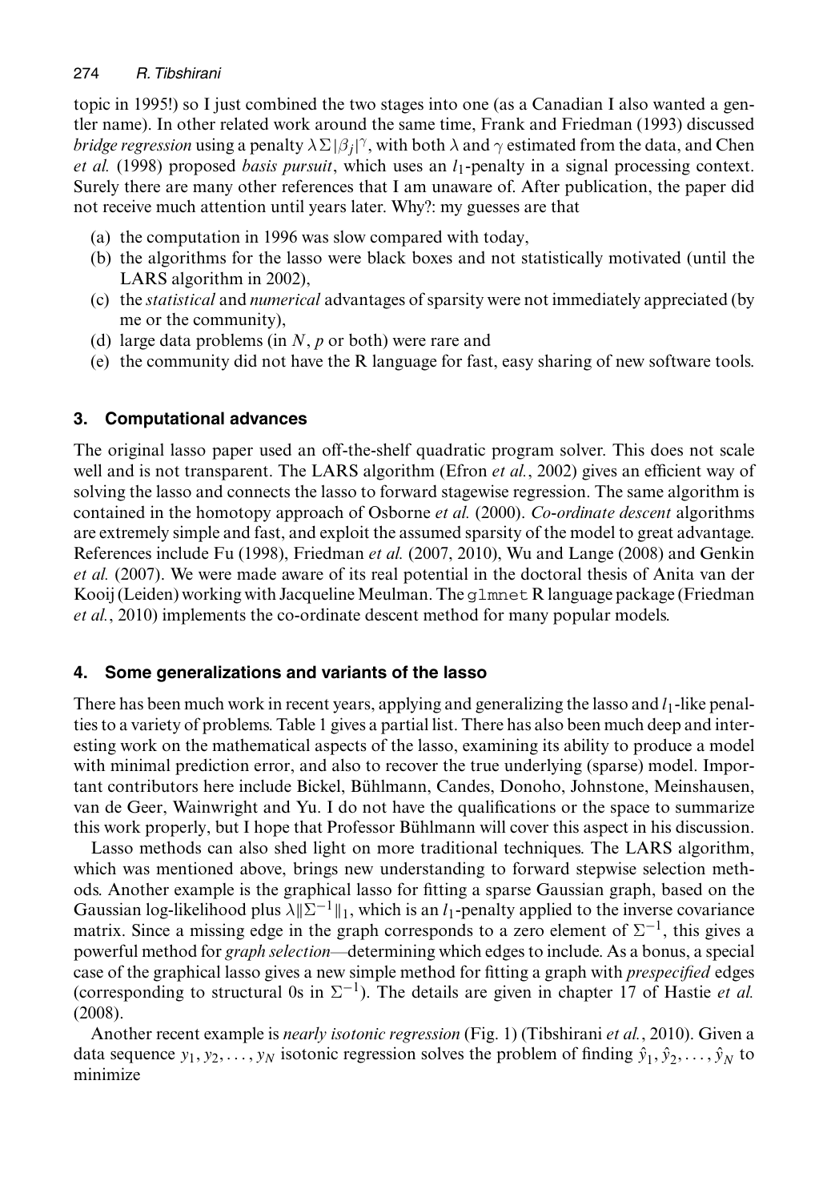topic in 1995!) so I just combined the two stages into one (as a Canadian I also wanted a gentler name). In other related work around the same time, Frank and Friedman (1993) discussed *bridge regression* using a penalty $\lambda\Sigma|\beta_j|^{\gamma}$, with both $\lambda$ and $\gamma$ estimated from the data, and Chen *et al.* (1998) proposed *basis pursuit*, which uses an $l_1$-penalty in a signal processing context. Surely there are many other references that I am unaware of. After publication, the paper did not receive much attention until years later. Why?: my guesses are that

(a) the computation in 1996 was slow compared with today,
(b) the algorithms for the lasso were black boxes and not statistically motivated (until the LARS algorithm in 2002),
(c) the *statistical* and *numerical* advantages of sparsity were not immediately appreciated (by me or the community),
(d) large data problems (in $N$, $p$ or both) were rare and
(e) the community did not have the R language for fast, easy sharing of new software tools.

## 3. Computational advances

The original lasso paper used an off-the-shelf quadratic program solver. This does not scale well and is not transparent. The LARS algorithm (Efron *et al.*, 2002) gives an efficient way of solving the lasso and connects the lasso to forward stagewise regression. The same algorithm is contained in the homotopy approach of Osborne *et al.* (2000). *Co-ordinate descent* algorithms are extremely simple and fast, and exploit the assumed sparsity of the model to great advantage. References include Fu (1998), Friedman *et al.* (2007, 2010), Wu and Lange (2008) and Genkin *et al.* (2007). We were made aware of its real potential in the doctoral thesis of Anita van der Kooij (Leiden) working with Jacqueline Meulman. The `glmnet` R language package (Friedman *et al.*, 2010) implements the co-ordinate descent method for many popular models.

## 4. Some generalizations and variants of the lasso

There has been much work in recent years, applying and generalizing the lasso and $l_1$-like penalties to a variety of problems. Table 1 gives a partial list. There has also been much deep and interesting work on the mathematical aspects of the lasso, examining its ability to produce a model with minimal prediction error, and also to recover the true underlying (sparse) model. Important contributors here include Bickel, Bühlmann, Candes, Donoho, Johnstone, Meinshausen, van de Geer, Wainwright and Yu. I do not have the qualifications or the space to summarize this work properly, but I hope that Professor Bühlmann will cover this aspect in his discussion.

Lasso methods can also shed light on more traditional techniques. The LARS algorithm, which was mentioned above, brings new understanding to forward stepwise selection methods. Another example is the graphical lasso for fitting a sparse Gaussian graph, based on the Gaussian log-likelihood plus $\lambda\|\Sigma^{-1}\|_1$, which is an $l_1$-penalty applied to the inverse covariance matrix. Since a missing edge in the graph corresponds to a zero element of $\Sigma^{-1}$, this gives a powerful method for *graph selection*—determining which edges to include. As a bonus, a special case of the graphical lasso gives a new simple method for fitting a graph with *prespecified* edges (corresponding to structural 0s in $\Sigma^{-1}$). The details are given in chapter 17 of Hastie *et al.* (2008).

Another recent example is *nearly isotonic regression* (Fig. 1) (Tibshirani *et al.*, 2010). Given a data sequence $y_1, y_2, \ldots, y_N$ isotonic regression solves the problem of finding $\hat{y}_1, \hat{y}_2, \ldots, \hat{y}_N$ to minimize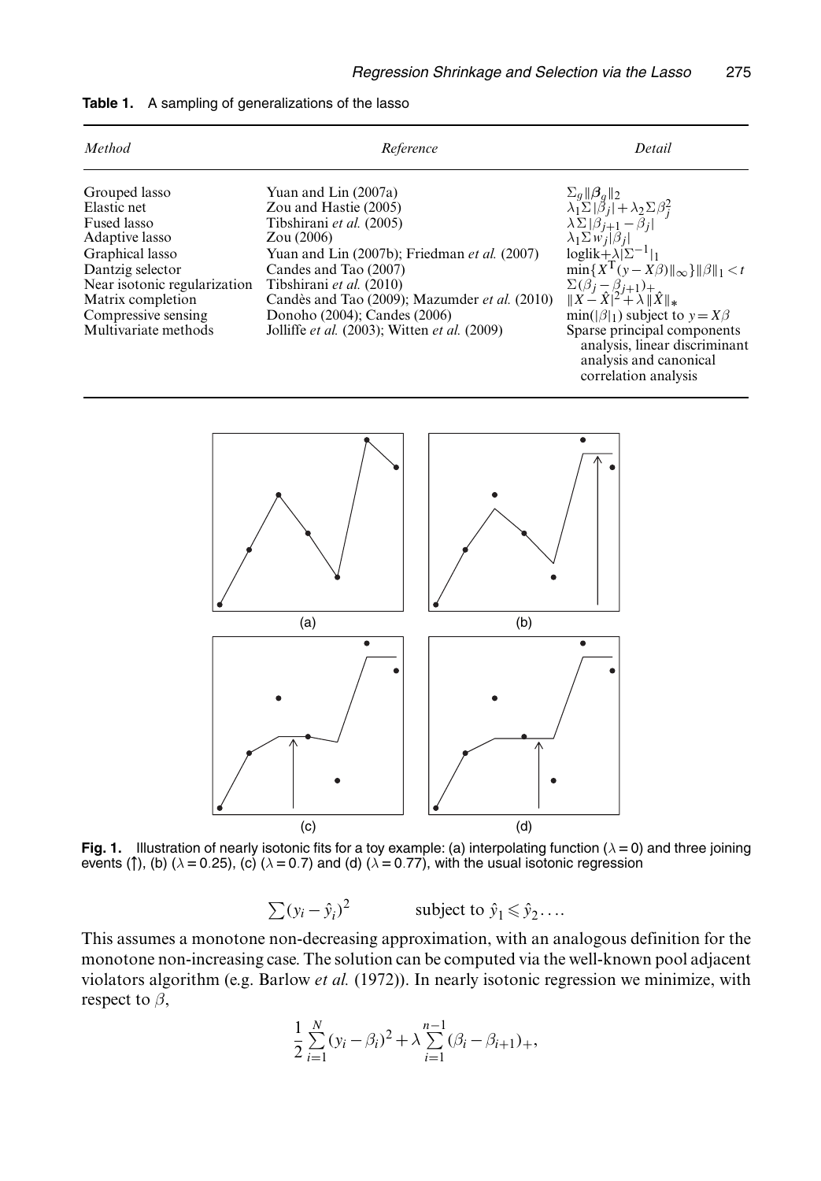**Table 1.** A sampling of generalizations of the lasso

| *Method* | *Reference* | *Detail* |
|---|---|---|
| Grouped lasso | Yuan and Lin (2007a) | $\Sigma_g \lVert \boldsymbol{\beta}_g \rVert_2$ |
| Elastic net | Zou and Hastie (2005) | $\lambda_1 \Sigma \lvert\beta_j\rvert + \lambda_2 \Sigma \beta_j^2$ |
| Fused lasso | Tibshirani *et al.* (2005) | $\lambda \Sigma \lvert\beta_{j+1} - \beta_j\rvert$ |
| Adaptive lasso | Zou (2006) | $\lambda_1 \Sigma w_j \lvert\beta_j\rvert$ |
| Graphical lasso | Yuan and Lin (2007b); Friedman *et al.* (2007) | $\text{loglik} + \lambda \lvert\Sigma^{-1}\rvert_1$ |
| Dantzig selector | Candes and Tao (2007) | $\min\{X^{\mathrm{T}}(y - X\beta)\lVert_\infty\}\lVert\beta\rVert_1 < t$ |
| Near isotonic regularization | Tibshirani *et al.* (2010) | $\Sigma(\beta_j - \beta_{j+1})_+$ |
| Matrix completion | Candès and Tao (2009); Mazumder *et al.* (2010) | $\lVert X - \hat{X} \rVert^2 + \lambda \lVert \hat{X} \rVert_*$ |
| Compressive sensing | Donoho (2004); Candes (2006) | $\min(\lvert\beta\rvert_1)$ subject to $y = X\beta$ |
| Multivariate methods | Jolliffe *et al.* (2003); Witten *et al.* (2009) | Sparse principal components analysis, linear discriminant analysis and canonical correlation analysis |

**Fig. 1.** Illustration of nearly isotonic fits for a toy example: (a) interpolating function ($\lambda = 0$) and three joining events (↑), (b) ($\lambda = 0.25$), (c) ($\lambda = 0.7$) and (d) ($\lambda = 0.77$), with the usual isotonic regression

$$\sum (y_i - \hat{y}_i)^2 \qquad \text{subject to } \hat{y}_1 \leqslant \hat{y}_2 \ldots.$$

This assumes a monotone non-decreasing approximation, with an analogous definition for the monotone non-increasing case. The solution can be computed via the well-known pool adjacent violators algorithm (e.g. Barlow *et al.* (1972)). In nearly isotonic regression we minimize, with respect to $\beta$,

$$\frac{1}{2} \sum_{i=1}^{N} (y_i - \beta_i)^2 + \lambda \sum_{i=1}^{n-1} (\beta_i - \beta_{i+1})_+,$$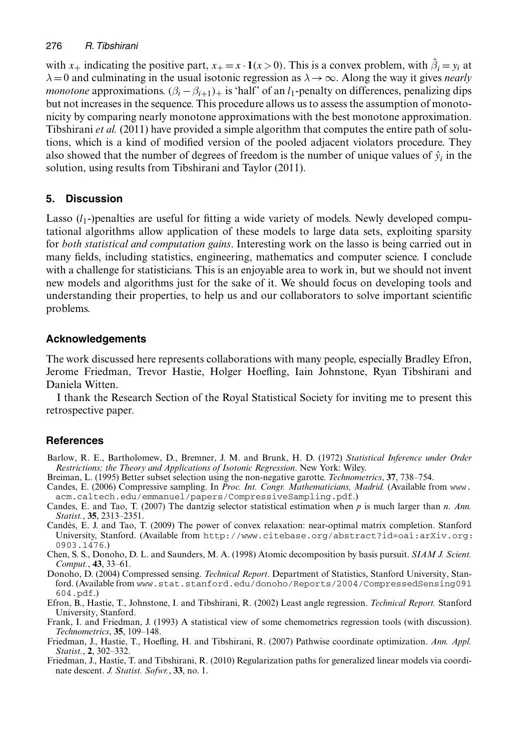with $x_+$ indicating the positive part, $x_+ = x \cdot \mathbf{1}(x > 0)$. This is a convex problem, with $\hat{\beta}_i = y_i$ at $\lambda = 0$ and culminating in the usual isotonic regression as $\lambda \to \infty$. Along the way it gives *nearly monotone* approximations. $(\beta_i - \beta_{i+1})_+$ is 'half' of an $l_1$-penalty on differences, penalizing dips but not increases in the sequence. This procedure allows us to assess the assumption of monotonicity by comparing nearly monotone approximations with the best monotone approximation. Tibshirani *et al.* (2011) have provided a simple algorithm that computes the entire path of solutions, which is a kind of modified version of the pooled adjacent violators procedure. They also showed that the number of degrees of freedom is the number of unique values of $\hat{y}_i$ in the solution, using results from Tibshirani and Taylor (2011).

## 5. Discussion

Lasso ($l_1$-)penalties are useful for fitting a wide variety of models. Newly developed computational algorithms allow application of these models to large data sets, exploiting sparsity for *both statistical and computation gains*. Interesting work on the lasso is being carried out in many fields, including statistics, engineering, mathematics and computer science. I conclude with a challenge for statisticians. This is an enjoyable area to work in, but we should not invent new models and algorithms just for the sake of it. We should focus on developing tools and understanding their properties, to help us and our collaborators to solve important scientific problems.

## Acknowledgements

The work discussed here represents collaborations with many people, especially Bradley Efron, Jerome Friedman, Trevor Hastie, Holger Hoefling, Iain Johnstone, Ryan Tibshirani and Daniela Witten.

I thank the Research Section of the Royal Statistical Society for inviting me to present this retrospective paper.

## References

Barlow, R. E., Bartholomew, D., Bremner, J. M. and Brunk, H. D. (1972) *Statistical Inference under Order Restrictions; the Theory and Applications of Isotonic Regression*. New York: Wiley.

Breiman, L. (1995) Better subset selection using the non-negative garotte. *Technometrics*, **37**, 738–754.

Candes, E. (2006) Compressive sampling. In *Proc. Int. Congr. Mathematicians, Madrid*. (Available from www.acm.caltech.edu/emmanuel/papers/CompressiveSampling.pdf.)

Candes, E. and Tao, T. (2007) The dantzig selector statistical estimation when $p$ is much larger than $n$. *Ann. Statist.*, **35**, 2313–2351.

Candès, E. J. and Tao, T. (2009) The power of convex relaxation: near-optimal matrix completion. Stanford University, Stanford. (Available from http://www.citebase.org/abstract?id=oai:arXiv.org:0903.1476.)

Chen, S. S., Donoho, D. L. and Saunders, M. A. (1998) Atomic decomposition by basis pursuit. *SIAM J. Scient. Comput.*, **43**, 33–61.

Donoho, D. (2004) Compressed sensing. *Technical Report*. Department of Statistics, Stanford University, Stanford. (Available from www.stat.stanford.edu/donoho/Reports/2004/CompressedSensing091604.pdf.)

Efron, B., Hastie, T., Johnstone, I. and Tibshirani, R. (2002) Least angle regression. *Technical Report*. Stanford University, Stanford.

Frank, I. and Friedman, J. (1993) A statistical view of some chemometrics regression tools (with discussion). *Technometrics*, **35**, 109–148.

Friedman, J., Hastie, T., Hoefling, H. and Tibshirani, R. (2007) Pathwise coordinate optimization. *Ann. Appl. Statist.*, **2**, 302–332.

Friedman, J., Hastie, T. and Tibshirani, R. (2010) Regularization paths for generalized linear models via coordinate descent. *J. Statist. Sofwr.*, **33**, no. 1.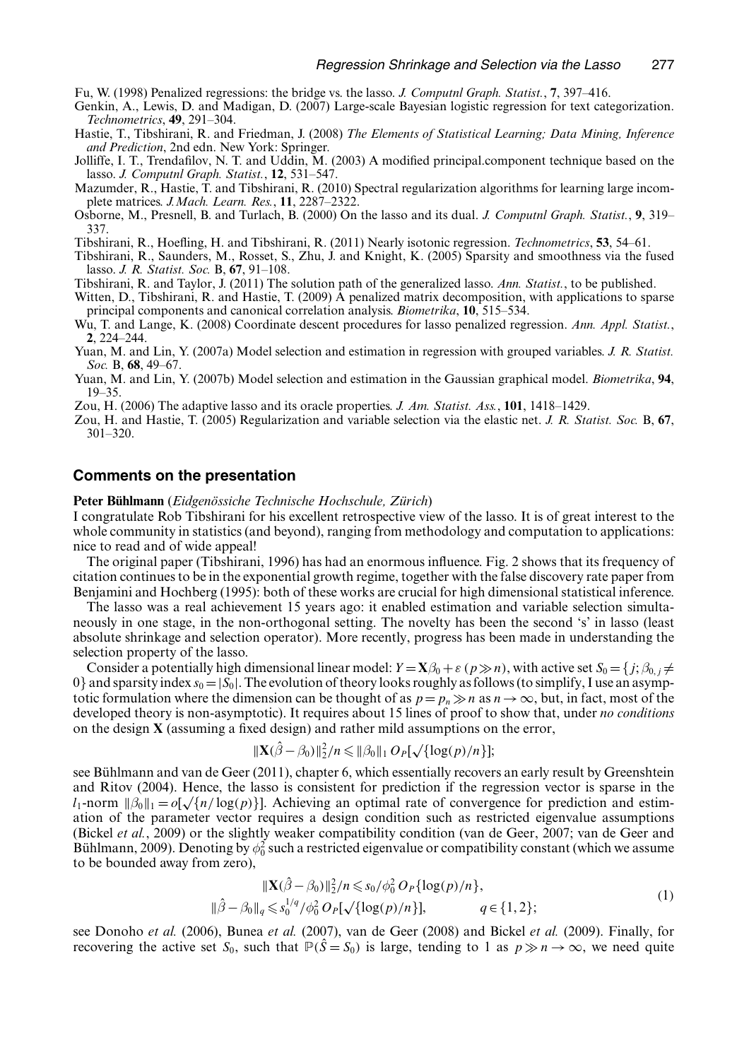Fu, W. (1998) Penalized regressions: the bridge vs. the lasso. *J. Computnl Graph. Statist.*, **7**, 397–416.

Genkin, A., Lewis, D. and Madigan, D. (2007) Large-scale Bayesian logistic regression for text categorization. *Technometrics*, **49**, 291–304.

Hastie, T., Tibshirani, R. and Friedman, J. (2008) *The Elements of Statistical Learning; Data Mining, Inference and Prediction*, 2nd edn. New York: Springer.

Jolliffe, I. T., Trendafilov, N. T. and Uddin, M. (2003) A modified principal.component technique based on the lasso. *J. Computnl Graph. Statist.*, **12**, 531–547.

Mazumder, R., Hastie, T. and Tibshirani, R. (2010) Spectral regularization algorithms for learning large incomplete matrices. *J.Mach. Learn. Res.*, **11**, 2287–2322.

Osborne, M., Presnell, B. and Turlach, B. (2000) On the lasso and its dual. *J. Computnl Graph. Statist.*, **9**, 319–337.

Tibshirani, R., Hoefling, H. and Tibshirani, R. (2011) Nearly isotonic regression. *Technometrics*, **53**, 54–61.

Tibshirani, R., Saunders, M., Rosset, S., Zhu, J. and Knight, K. (2005) Sparsity and smoothness via the fused lasso. *J. R. Statist. Soc.* B, **67**, 91–108.

Tibshirani, R. and Taylor, J. (2011) The solution path of the generalized lasso. *Ann. Statist.*, to be published.

Witten, D., Tibshirani, R. and Hastie, T. (2009) A penalized matrix decomposition, with applications to sparse principal components and canonical correlation analysis. *Biometrika*, **10**, 515–534.

Wu, T. and Lange, K. (2008) Coordinate descent procedures for lasso penalized regression. *Ann. Appl. Statist.*, **2**, 224–244.

Yuan, M. and Lin, Y. (2007a) Model selection and estimation in regression with grouped variables. *J. R. Statist. Soc.* B, **68**, 49–67.

Yuan, M. and Lin, Y. (2007b) Model selection and estimation in the Gaussian graphical model. *Biometrika*, **94**, 19–35.

Zou, H. (2006) The adaptive lasso and its oracle properties. *J. Am. Statist. Ass.*, **101**, 1418–1429.

Zou, H. and Hastie, T. (2005) Regularization and variable selection via the elastic net. *J. R. Statist. Soc.* B, **67**, 301–320.

## Comments on the presentation

**Peter Bühlmann** (*Eidgenössiche Technische Hochschule, Zürich*)

I congratulate Rob Tibshirani for his excellent retrospective view of the lasso. It is of great interest to the whole community in statistics (and beyond), ranging from methodology and computation to applications: nice to read and of wide appeal!

The original paper (Tibshirani, 1996) has had an enormous influence. Fig. 2 shows that its frequency of citation continues to be in the exponential growth regime, together with the false discovery rate paper from Benjamini and Hochberg (1995): both of these works are crucial for high dimensional statistical inference.

The lasso was a real achievement 15 years ago: it enabled estimation and variable selection simultaneously in one stage, in the non-orthogonal setting. The novelty has been the second 's' in lasso (least absolute shrinkage and selection operator). More recently, progress has been made in understanding the selection property of the lasso.

Consider a potentially high dimensional linear model: $Y = \mathbf{X}\beta_0 + \varepsilon$ ($p \gg n$), with active set $S_0 = \{j; \beta_{0,j} \neq 0\}$ and sparsity index $s_0 = |S_0|$. The evolution of theory looks roughly as follows (to simplify, I use an asymptotic formulation where the dimension can be thought of as $p = p_n \gg n$ as $n \to \infty$, but, in fact, most of the developed theory is non-asymptotic). It requires about 15 lines of proof to show that, under *no conditions* on the design $\mathbf{X}$ (assuming a fixed design) and rather mild assumptions on the error,

$$\|\mathbf{X}(\hat{\beta} - \beta_0)\|_2^2/n \leqslant \|\beta_0\|_1 \, O_P[\sqrt{\{\log(p)/n\}}];$$

see Bühlmann and van de Geer (2011), chapter 6, which essentially recovers an early result by Greenshtein and Ritov (2004). Hence, the lasso is consistent for prediction if the regression vector is sparse in the $l_1$-norm $\|\beta_0\|_1 = o[\sqrt{\{n/\log(p)\}}]$. Achieving an optimal rate of convergence for prediction and estimation of the parameter vector requires a design condition such as restricted eigenvalue assumptions (Bickel *et al.*, 2009) or the slightly weaker compatibility condition (van de Geer, 2007; van de Geer and Bühlmann, 2009). Denoting by $\phi_0^2$ such a restricted eigenvalue or compatibility constant (which we assume to be bounded away from zero),

$$\begin{aligned} \|\mathbf{X}(\hat{\beta} - \beta_0)\|_2^2/n &\leqslant s_0/\phi_0^2 \, O_P\{\log(p)/n\}, \\ \|\hat{\beta} - \beta_0\|_q &\leqslant s_0^{1/q}/\phi_0^2 \, O_P[\sqrt{\{\log(p)/n\}}], \qquad q \in \{1, 2\}; \end{aligned} \tag{1}$$

see Donoho *et al.* (2006), Bunea *et al.* (2007), van de Geer (2008) and Bickel *et al.* (2009). Finally, for recovering the active set $S_0$, such that $\mathbb{P}(\hat{S} = S_0)$ is large, tending to 1 as $p \gg n \to \infty$, we need quite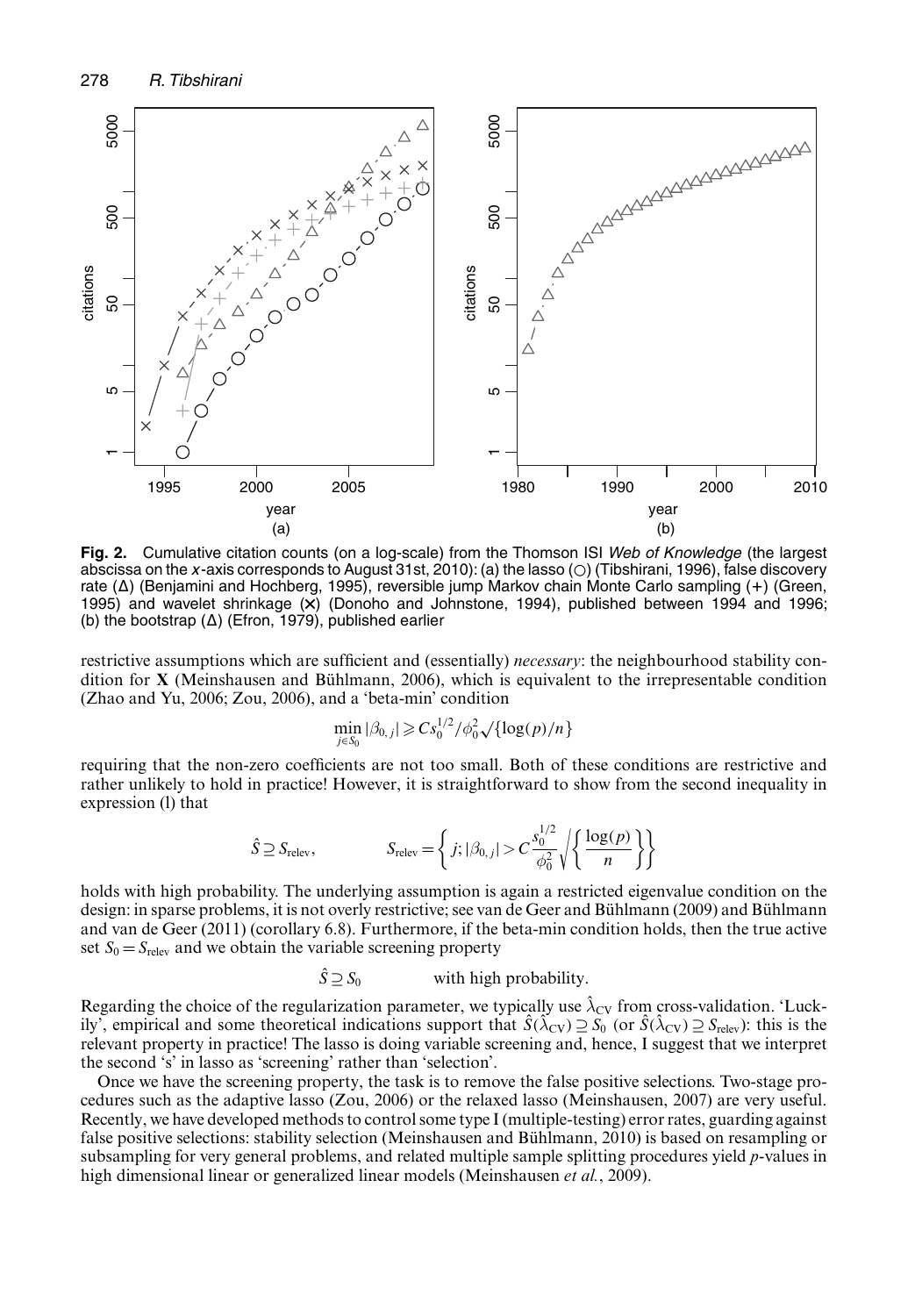**Fig. 2.** Cumulative citation counts (on a log-scale) from the Thomson ISI *Web of Knowledge* (the largest abscissa on the *x*-axis corresponds to August 31st, 2010): (a) the lasso (○) (Tibshirani, 1996), false discovery rate (Δ) (Benjamini and Hochberg, 1995), reversible jump Markov chain Monte Carlo sampling (+) (Green, 1995) and wavelet shrinkage (×) (Donoho and Johnstone, 1994), published between 1994 and 1996; (b) the bootstrap (Δ) (Efron, 1979), published earlier

restrictive assumptions which are sufficient and (essentially) *necessary*: the neighbourhood stability condition for **X** (Meinshausen and Bühlmann, 2006), which is equivalent to the irrepresentable condition (Zhao and Yu, 2006; Zou, 2006), and a 'beta-min' condition

$$\min_{j \in S_0} |\beta_{0,j}| \geqslant C s_0^{1/2} / \phi_0^2 \sqrt{\{\log(p)/n\}}$$

requiring that the non-zero coefficients are not too small. Both of these conditions are restrictive and rather unlikely to hold in practice! However, it is straightforward to show from the second inequality in expression (l) that

$$\hat{S} \supseteq S_{\text{relev}}, \qquad S_{\text{relev}} = \left\{ j; |\beta_{0,j}| > C \frac{s_0^{1/2}}{\phi_0^2} \sqrt{\left\{ \frac{\log(p)}{n} \right\}} \right\}$$

holds with high probability. The underlying assumption is again a restricted eigenvalue condition on the design: in sparse problems, it is not overly restrictive; see van de Geer and Bühlmann (2009) and Bühlmann and van de Geer (2011) (corollary 6.8). Furthermore, if the beta-min condition holds, then the true active set $S_0 = S_{\text{relev}}$ and we obtain the variable screening property

$$\hat{S} \supseteq S_0 \qquad \text{with high probability.}$$

Regarding the choice of the regularization parameter, we typically use $\hat{\lambda}_{\text{CV}}$ from cross-validation. 'Luckily', empirical and some theoretical indications support that $\hat{S}(\hat{\lambda}_{\text{CV}}) \supseteq S_0$ (or $\hat{S}(\hat{\lambda}_{\text{CV}}) \supseteq S_{\text{relev}}$): this is the relevant property in practice! The lasso is doing variable screening and, hence, I suggest that we interpret the second 's' in lasso as 'screening' rather than 'selection'.

Once we have the screening property, the task is to remove the false positive selections. Two-stage procedures such as the adaptive lasso (Zou, 2006) or the relaxed lasso (Meinshausen, 2007) are very useful. Recently, we have developed methods to control some type I (multiple-testing) error rates, guarding against false positive selections: stability selection (Meinshausen and Bühlmann, 2010) is based on resampling or subsampling for very general problems, and related multiple sample splitting procedures yield *p*-values in high dimensional linear or generalized linear models (Meinshausen *et al.*, 2009).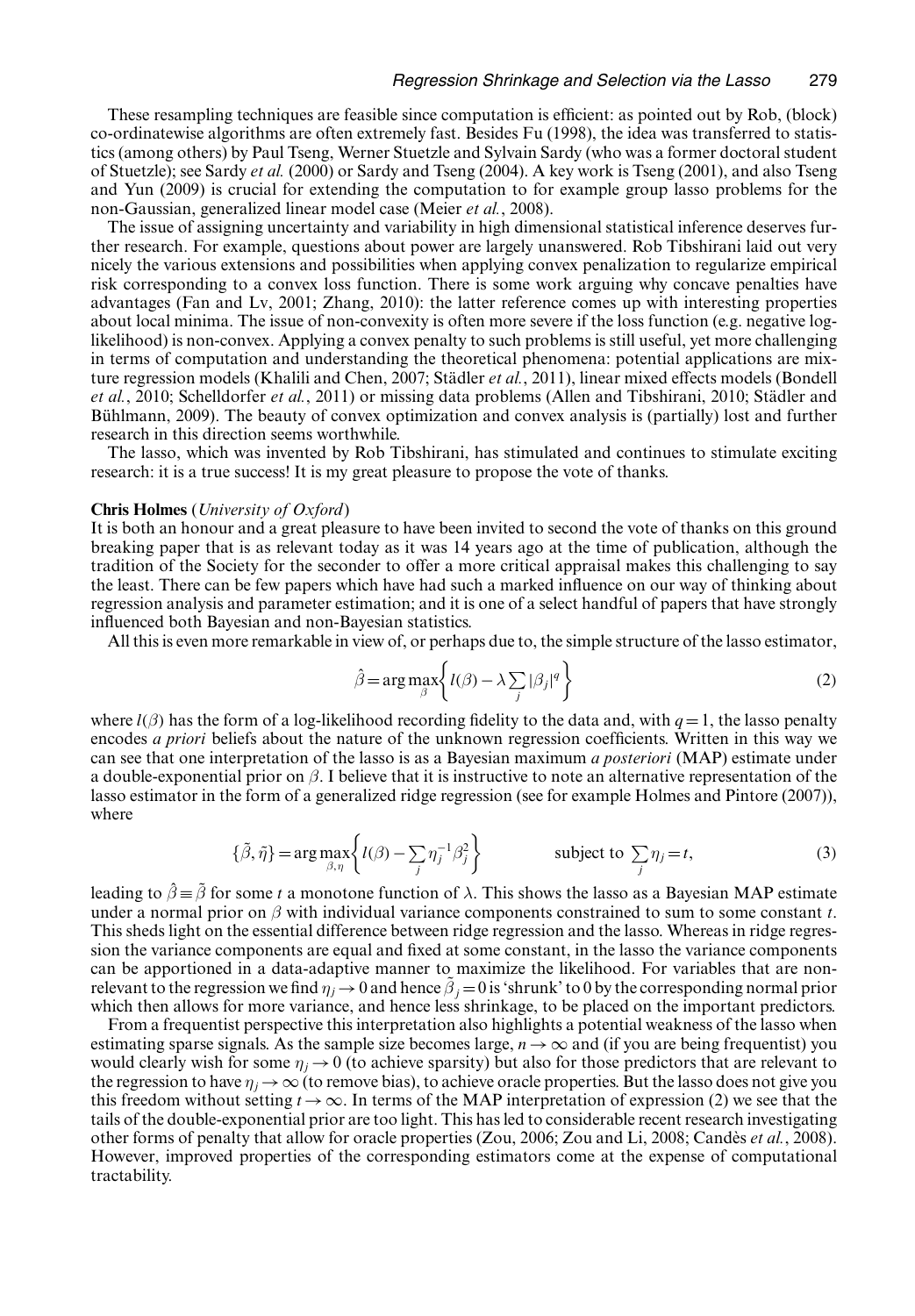These resampling techniques are feasible since computation is efficient: as pointed out by Rob, (block) co-ordinatewise algorithms are often extremely fast. Besides Fu (1998), the idea was transferred to statistics (among others) by Paul Tseng, Werner Stuetzle and Sylvain Sardy (who was a former doctoral student of Stuetzle); see Sardy *et al.* (2000) or Sardy and Tseng (2004). A key work is Tseng (2001), and also Tseng and Yun (2009) is crucial for extending the computation to for example group lasso problems for the non-Gaussian, generalized linear model case (Meier *et al.*, 2008).

The issue of assigning uncertainty and variability in high dimensional statistical inference deserves further research. For example, questions about power are largely unanswered. Rob Tibshirani laid out very nicely the various extensions and possibilities when applying convex penalization to regularize empirical risk corresponding to a convex loss function. There is some work arguing why concave penalties have advantages (Fan and Lv, 2001; Zhang, 2010): the latter reference comes up with interesting properties about local minima. The issue of non-convexity is often more severe if the loss function (e.g. negative log-likelihood) is non-convex. Applying a convex penalty to such problems is still useful, yet more challenging in terms of computation and understanding the theoretical phenomena: potential applications are mixture regression models (Khalili and Chen, 2007; Städler *et al.*, 2011), linear mixed effects models (Bondell *et al.*, 2010; Schelldorfer *et al.*, 2011) or missing data problems (Allen and Tibshirani, 2010; Städler and Bühlmann, 2009). The beauty of convex optimization and convex analysis is (partially) lost and further research in this direction seems worthwhile.

The lasso, which was invented by Rob Tibshirani, has stimulated and continues to stimulate exciting research: it is a true success! It is my great pleasure to propose the vote of thanks.

**Chris Holmes** (*University of Oxford*)

It is both an honour and a great pleasure to have been invited to second the vote of thanks on this ground breaking paper that is as relevant today as it was 14 years ago at the time of publication, although the tradition of the Society for the seconder to offer a more critical appraisal makes this challenging to say the least. There can be few papers which have had such a marked influence on our way of thinking about regression analysis and parameter estimation; and it is one of a select handful of papers that have strongly influenced both Bayesian and non-Bayesian statistics.

All this is even more remarkable in view of, or perhaps due to, the simple structure of the lasso estimator,

$$\hat{\beta} = \arg\max_{\beta} \left\{ l(\beta) - \lambda \sum_j |\beta_j|^q \right\} \tag{2}$$

where $l(\beta)$ has the form of a log-likelihood recording fidelity to the data and, with $q=1$, the lasso penalty encodes *a priori* beliefs about the nature of the unknown regression coefficients. Written in this way we can see that one interpretation of the lasso is as a Bayesian maximum *a posteriori* (MAP) estimate under a double-exponential prior on $\beta$. I believe that it is instructive to note an alternative representation of the lasso estimator in the form of a generalized ridge regression (see for example Holmes and Pintore (2007)), where

$$\{\tilde{\beta}, \tilde{\eta}\} = \arg\max_{\beta,\eta} \left\{ l(\beta) - \sum_j \eta_j^{-1} \beta_j^2 \right\} \qquad \text{subject to } \sum_j \eta_j = t, \tag{3}$$

leading to $\hat{\beta} \equiv \tilde{\beta}$ for some $t$ a monotone function of $\lambda$. This shows the lasso as a Bayesian MAP estimate under a normal prior on $\beta$ with individual variance components constrained to sum to some constant $t$. This sheds light on the essential difference between ridge regression and the lasso. Whereas in ridge regression the variance components are equal and fixed at some constant, in the lasso the variance components can be apportioned in a data-adaptive manner to maximize the likelihood. For variables that are non-relevant to the regression we find $\eta_j \to 0$ and hence $\tilde{\beta}_j = 0$ is 'shrunk' to 0 by the corresponding normal prior which then allows for more variance, and hence less shrinkage, to be placed on the important predictors.

From a frequentist perspective this interpretation also highlights a potential weakness of the lasso when estimating sparse signals. As the sample size becomes large, $n \to \infty$ and (if you are being frequentist) you would clearly wish for some $\eta_j \to 0$ (to achieve sparsity) but also for those predictors that are relevant to the regression to have $\eta_j \to \infty$ (to remove bias), to achieve oracle properties. But the lasso does not give you this freedom without setting $t \to \infty$. In terms of the MAP interpretation of expression (2) we see that the tails of the double-exponential prior are too light. This has led to considerable recent research investigating other forms of penalty that allow for oracle properties (Zou, 2006; Zou and Li, 2008; Candès *et al.*, 2008). However, improved properties of the corresponding estimators come at the expense of computational tractability.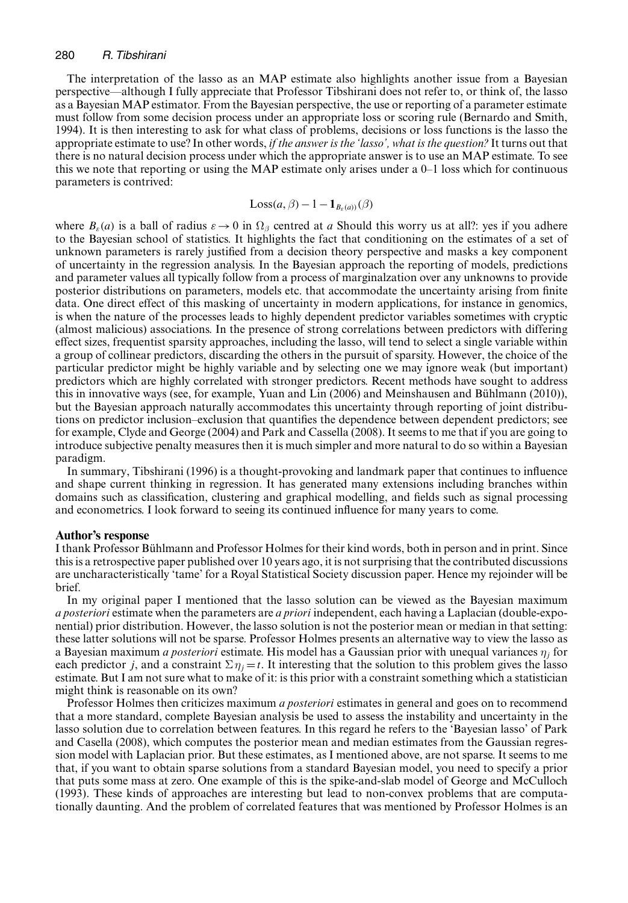The interpretation of the lasso as an MAP estimate also highlights another issue from a Bayesian perspective—although I fully appreciate that Professor Tibshirani does not refer to, or think of, the lasso as a Bayesian MAP estimator. From the Bayesian perspective, the use or reporting of a parameter estimate must follow from some decision process under an appropriate loss or scoring rule (Bernardo and Smith, 1994). It is then interesting to ask for what class of problems, decisions or loss functions is the lasso the appropriate estimate to use? In other words, *if the answer is the 'lasso', what is the question?* It turns out that there is no natural decision process under which the appropriate answer is to use an MAP estimate. To see this we note that reporting or using the MAP estimate only arises under a 0–1 loss which for continuous parameters is contrived:

$$\text{Loss}(a, \beta) - 1 - \mathbf{1}_{B_\varepsilon(a))}(\beta)$$

where $B_\varepsilon(a)$ is a ball of radius $\varepsilon \to 0$ in $\Omega_\beta$ centred at $a$ Should this worry us at all?: yes if you adhere to the Bayesian school of statistics. It highlights the fact that conditioning on the estimates of a set of unknown parameters is rarely justified from a decision theory perspective and masks a key component of uncertainty in the regression analysis. In the Bayesian approach the reporting of models, predictions and parameter values all typically follow from a process of marginalzation over any unknowns to provide posterior distributions on parameters, models etc. that accommodate the uncertainty arising from finite data. One direct effect of this masking of uncertainty in modern applications, for instance in genomics, is when the nature of the processes leads to highly dependent predictor variables sometimes with cryptic (almost malicious) associations. In the presence of strong correlations between predictors with differing effect sizes, frequentist sparsity approaches, including the lasso, will tend to select a single variable within a group of collinear predictors, discarding the others in the pursuit of sparsity. However, the choice of the particular predictor might be highly variable and by selecting one we may ignore weak (but important) predictors which are highly correlated with stronger predictors. Recent methods have sought to address this in innovative ways (see, for example, Yuan and Lin (2006) and Meinshausen and Bühlmann (2010)), but the Bayesian approach naturally accommodates this uncertainty through reporting of joint distributions on predictor inclusion–exclusion that quantifies the dependence between dependent predictors; see for example, Clyde and George (2004) and Park and Cassella (2008). It seems to me that if you are going to introduce subjective penalty measures then it is much simpler and more natural to do so within a Bayesian paradigm.

In summary, Tibshirani (1996) is a thought-provoking and landmark paper that continues to influence and shape current thinking in regression. It has generated many extensions including branches within domains such as classification, clustering and graphical modelling, and fields such as signal processing and econometrics. I look forward to seeing its continued influence for many years to come.

## Author's response

I thank Professor Bühlmann and Professor Holmes for their kind words, both in person and in print. Since this is a retrospective paper published over 10 years ago, it is not surprising that the contributed discussions are uncharacteristically 'tame' for a Royal Statistical Society discussion paper. Hence my rejoinder will be brief.

In my original paper I mentioned that the lasso solution can be viewed as the Bayesian maximum *a posteriori* estimate when the parameters are *a priori* independent, each having a Laplacian (double-exponential) prior distribution. However, the lasso solution is not the posterior mean or median in that setting: these latter solutions will not be sparse. Professor Holmes presents an alternative way to view the lasso as a Bayesian maximum *a posteriori* estimate. His model has a Gaussian prior with unequal variances $\eta_j$ for each predictor $j$, and a constraint $\Sigma \eta_j = t$. It interesting that the solution to this problem gives the lasso estimate. But I am not sure what to make of it: is this prior with a constraint something which a statistician might think is reasonable on its own?

Professor Holmes then criticizes maximum *a posteriori* estimates in general and goes on to recommend that a more standard, complete Bayesian analysis be used to assess the instability and uncertainty in the lasso solution due to correlation between features. In this regard he refers to the 'Bayesian lasso' of Park and Casella (2008), which computes the posterior mean and median estimates from the Gaussian regression model with Laplacian prior. But these estimates, as I mentioned above, are not sparse. It seems to me that, if you want to obtain sparse solutions from a standard Bayesian model, you need to specify a prior that puts some mass at zero. One example of this is the spike-and-slab model of George and McCulloch (1993). These kinds of approaches are interesting but lead to non-convex problems that are computationally daunting. And the problem of correlated features that was mentioned by Professor Holmes is an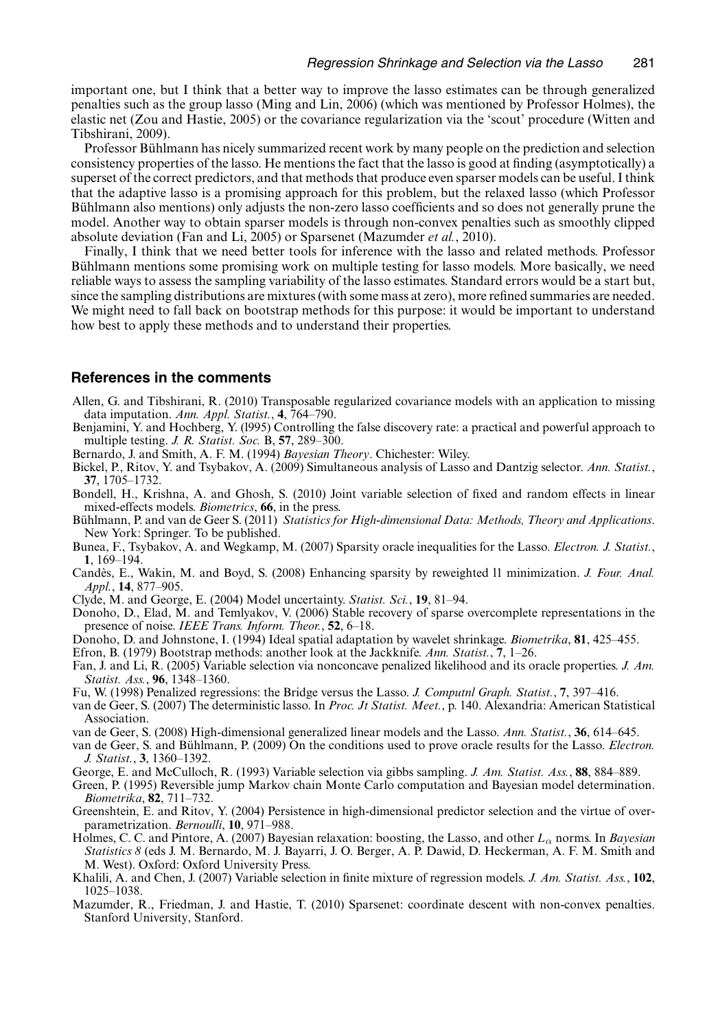important one, but I think that a better way to improve the lasso estimates can be through generalized penalties such as the group lasso (Ming and Lin, 2006) (which was mentioned by Professor Holmes), the elastic net (Zou and Hastie, 2005) or the covariance regularization via the 'scout' procedure (Witten and Tibshirani, 2009).

Professor Bühlmann has nicely summarized recent work by many people on the prediction and selection consistency properties of the lasso. He mentions the fact that the lasso is good at finding (asymptotically) a superset of the correct predictors, and that methods that produce even sparser models can be useful. I think that the adaptive lasso is a promising approach for this problem, but the relaxed lasso (which Professor Bühlmann also mentions) only adjusts the non-zero lasso coefficients and so does not generally prune the model. Another way to obtain sparser models is through non-convex penalties such as smoothly clipped absolute deviation (Fan and Li, 2005) or Sparsenet (Mazumder *et al.*, 2010).

Finally, I think that we need better tools for inference with the lasso and related methods. Professor Bühlmann mentions some promising work on multiple testing for lasso models. More basically, we need reliable ways to assess the sampling variability of the lasso estimates. Standard errors would be a start but, since the sampling distributions are mixtures (with some mass at zero), more refined summaries are needed. We might need to fall back on bootstrap methods for this purpose: it would be important to understand how best to apply these methods and to understand their properties.

## References in the comments

Allen, G. and Tibshirani, R. (2010) Transposable regularized covariance models with an application to missing data imputation. *Ann. Appl. Statist.*, **4**, 764–790.

Benjamini, Y. and Hochberg, Y. (l995) Controlling the false discovery rate: a practical and powerful approach to multiple testing. *J. R. Statist. Soc.* B, **57**, 289–300.

Bernardo, J. and Smith, A. F. M. (1994) *Bayesian Theory*. Chichester: Wiley.

Bickel, P., Ritov, Y. and Tsybakov, A. (2009) Simultaneous analysis of Lasso and Dantzig selector. *Ann. Statist.*, **37**, 1705–1732.

Bondell, H., Krishna, A. and Ghosh, S. (2010) Joint variable selection of fixed and random effects in linear mixed-effects models. *Biometrics*, **66**, in the press.

Bühlmann, P. and van de Geer S. (2011) *Statistics for High-dimensional Data: Methods, Theory and Applications*. New York: Springer. To be published.

Bunea, F., Tsybakov, A. and Wegkamp, M. (2007) Sparsity oracle inequalities for the Lasso. *Electron. J. Statist.*, **1**, 169–194.

Candès, E., Wakin, M. and Boyd, S. (2008) Enhancing sparsity by reweighted l1 minimization. *J. Four. Anal. Appl.*, **14**, 877–905.

Clyde, M. and George, E. (2004) Model uncertainty. *Statist. Sci.*, **19**, 81–94.

Donoho, D., Elad, M. and Temlyakov, V. (2006) Stable recovery of sparse overcomplete representations in the presence of noise. *IEEE Trans. Inform. Theor.*, **52**, 6–18.

Donoho, D. and Johnstone, I. (1994) Ideal spatial adaptation by wavelet shrinkage. *Biometrika*, **81**, 425–455.

Efron, B. (1979) Bootstrap methods: another look at the Jackknife. *Ann. Statist.*, **7**, 1–26.

Fan, J. and Li, R. (2005) Variable selection via nonconcave penalized likelihood and its oracle properties. *J. Am. Statist. Ass.*, **96**, 1348–1360.

Fu, W. (1998) Penalized regressions: the Bridge versus the Lasso. *J. Computnl Graph. Statist.*, **7**, 397–416.

van de Geer, S. (2007) The deterministic lasso. In *Proc. Jt Statist. Meet.*, p. 140. Alexandria: American Statistical Association.

van de Geer, S. (2008) High-dimensional generalized linear models and the Lasso. *Ann. Statist.*, **36**, 614–645.

van de Geer, S. and Bühlmann, P. (2009) On the conditions used to prove oracle results for the Lasso. *Electron. J. Statist.*, **3**, 1360–1392.

George, E. and McCulloch, R. (1993) Variable selection via gibbs sampling. *J. Am. Statist. Ass.*, **88**, 884–889.

Green, P. (1995) Reversible jump Markov chain Monte Carlo computation and Bayesian model determination. *Biometrika*, **82**, 711–732.

Greenshtein, E. and Ritov, Y. (2004) Persistence in high-dimensional predictor selection and the virtue of overparametrization. *Bernoulli*, **10**, 971–988.

Holmes, C. C. and Pintore, A. (2007) Bayesian relaxation: boosting, the Lasso, and other $L_\alpha$ norms. In *Bayesian Statistics 8* (eds J. M. Bernardo, M. J. Bayarri, J. O. Berger, A. P. Dawid, D. Heckerman, A. F. M. Smith and M. West). Oxford: Oxford University Press.

Khalili, A. and Chen, J. (2007) Variable selection in finite mixture of regression models. *J. Am. Statist. Ass.*, **102**, 1025–1038.

Mazumder, R., Friedman, J. and Hastie, T. (2010) Sparsenet: coordinate descent with non-convex penalties. Stanford University, Stanford.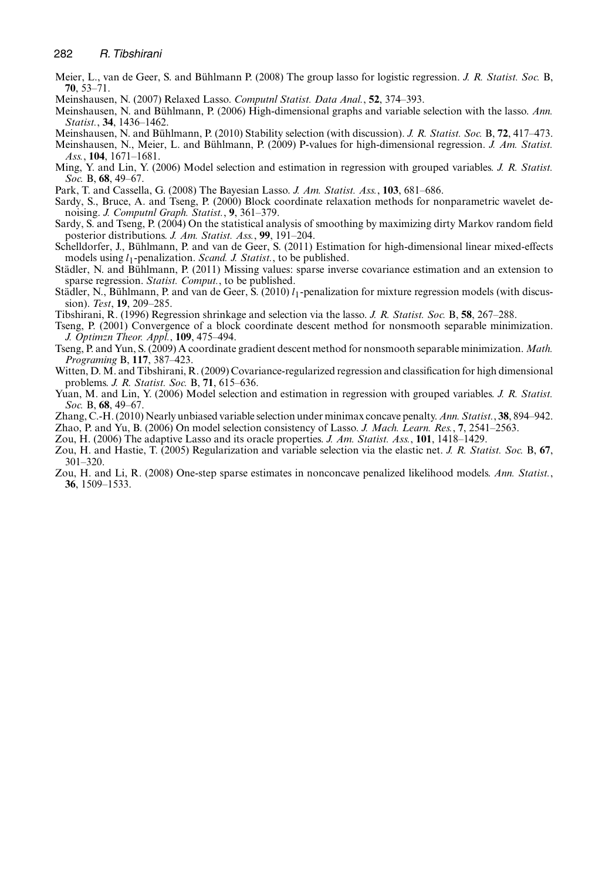Meier, L., van de Geer, S. and Bühlmann P. (2008) The group lasso for logistic regression. *J. R. Statist. Soc.* B, **70**, 53–71.

Meinshausen, N. (2007) Relaxed Lasso. *Computnl Statist. Data Anal.*, **52**, 374–393.

Meinshausen, N. and Bühlmann, P. (2006) High-dimensional graphs and variable selection with the lasso. *Ann. Statist.*, **34**, 1436–1462.

Meinshausen, N. and Bühlmann, P. (2010) Stability selection (with discussion). *J. R. Statist. Soc.* B, **72**, 417–473.

Meinshausen, N., Meier, L. and Bühlmann, P. (2009) P-values for high-dimensional regression. *J. Am. Statist. Ass.*, **104**, 1671–1681.

Ming, Y. and Lin, Y. (2006) Model selection and estimation in regression with grouped variables. *J. R. Statist. Soc.* B, **68**, 49–67.

Park, T. and Cassella, G. (2008) The Bayesian Lasso. *J. Am. Statist. Ass.*, **103**, 681–686.

Sardy, S., Bruce, A. and Tseng, P. (2000) Block coordinate relaxation methods for nonparametric wavelet denoising. *J. Computnl Graph. Statist.*, **9**, 361–379.

Sardy, S. and Tseng, P. (2004) On the statistical analysis of smoothing by maximizing dirty Markov random field posterior distributions. *J. Am. Statist. Ass.*, **99**, 191–204.

Schelldorfer, J., Bühlmann, P. and van de Geer, S. (2011) Estimation for high-dimensional linear mixed-effects models using $l_1$-penalization. *Scand. J. Statist.*, to be published.

Städler, N. and Bühlmann, P. (2011) Missing values: sparse inverse covariance estimation and an extension to sparse regression. *Statist. Comput.*, to be published.

Städler, N., Bühlmann, P. and van de Geer, S. (2010) $l_1$-penalization for mixture regression models (with discussion). *Test*, **19**, 209–285.

Tibshirani, R. (1996) Regression shrinkage and selection via the lasso. *J. R. Statist. Soc.* B, **58**, 267–288.

Tseng, P. (2001) Convergence of a block coordinate descent method for nonsmooth separable minimization. *J. Optimzn Theor. Appl.*, **109**, 475–494.

Tseng, P. and Yun, S. (2009) A coordinate gradient descent method for nonsmooth separable minimization. *Math. Programing* B, **117**, 387–423.

Witten, D. M. and Tibshirani, R. (2009) Covariance-regularized regression and classification for high dimensional problems. *J. R. Statist. Soc.* B, **71**, 615–636.

Yuan, M. and Lin, Y. (2006) Model selection and estimation in regression with grouped variables. *J. R. Statist. Soc.* B, **68**, 49–67.

Zhang, C.-H. (2010) Nearly unbiased variable selection under minimax concave penalty. *Ann. Statist.*, **38**, 894–942.

Zhao, P. and Yu, B. (2006) On model selection consistency of Lasso. *J. Mach. Learn. Res.*, **7**, 2541–2563.

Zou, H. (2006) The adaptive Lasso and its oracle properties. *J. Am. Statist. Ass.*, **101**, 1418–1429.

Zou, H. and Hastie, T. (2005) Regularization and variable selection via the elastic net. *J. R. Statist. Soc.* B, **67**, 301–320.

Zou, H. and Li, R. (2008) One-step sparse estimates in nonconcave penalized likelihood models. *Ann. Statist.*, **36**, 1509–1533.